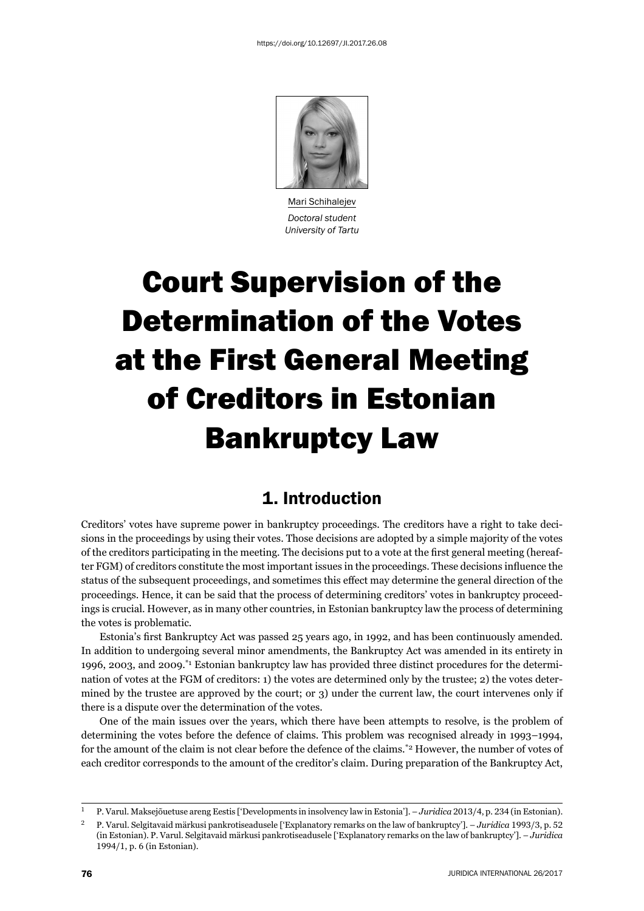https://doi.org/10.12697/JI.2017.26.08

Mari Schihalejev
*Doctoral student*
*University of Tartu*

# Court Supervision of the Determination of the Votes at the First General Meeting of Creditors in Estonian Bankruptcy Law

## 1. Introduction

Creditors' votes have supreme power in bankruptcy proceedings. The creditors have a right to take decisions in the proceedings by using their votes. Those decisions are adopted by a simple majority of the votes of the creditors participating in the meeting. The decisions put to a vote at the first general meeting (hereafter FGM) of creditors constitute the most important issues in the proceedings. These decisions influence the status of the subsequent proceedings, and sometimes this effect may determine the general direction of the proceedings. Hence, it can be said that the process of determining creditors' votes in bankruptcy proceedings is crucial. However, as in many other countries, in Estonian bankruptcy law the process of determining the votes is problematic.

Estonia's first Bankruptcy Act was passed 25 years ago, in 1992, and has been continuously amended. In addition to undergoing several minor amendments, the Bankruptcy Act was amended in its entirety in 1996, 2003, and 2009.[*1] Estonian bankruptcy law has provided three distinct procedures for the determination of votes at the FGM of creditors: 1) the votes are determined only by the trustee; 2) the votes determined by the trustee are approved by the court; or 3) under the current law, the court intervenes only if there is a dispute over the determination of the votes.

One of the main issues over the years, which there have been attempts to resolve, is the problem of determining the votes before the defence of claims. This problem was recognised already in 1993–1994, for the amount of the claim is not clear before the defence of the claims.[*2] However, the number of votes of each creditor corresponds to the amount of the creditor's claim. During preparation of the Bankruptcy Act,

---

1 P. Varul. Maksejõuetuse areng Eestis ['Developments in insolvency law in Estonia']. – *Juridica* 2013/4, p. 234 (in Estonian).

2 P. Varul. Selgitavaid märkusi pankrotiseadusele ['Explanatory remarks on the law of bankruptcy']. – *Juridica* 1993/3, p. 52 (in Estonian). P. Varul. Selgitavaid märkusi pankrotiseadusele ['Explanatory remarks on the law of bankruptcy']. – *Juridica* 1994/1, p. 6 (in Estonian).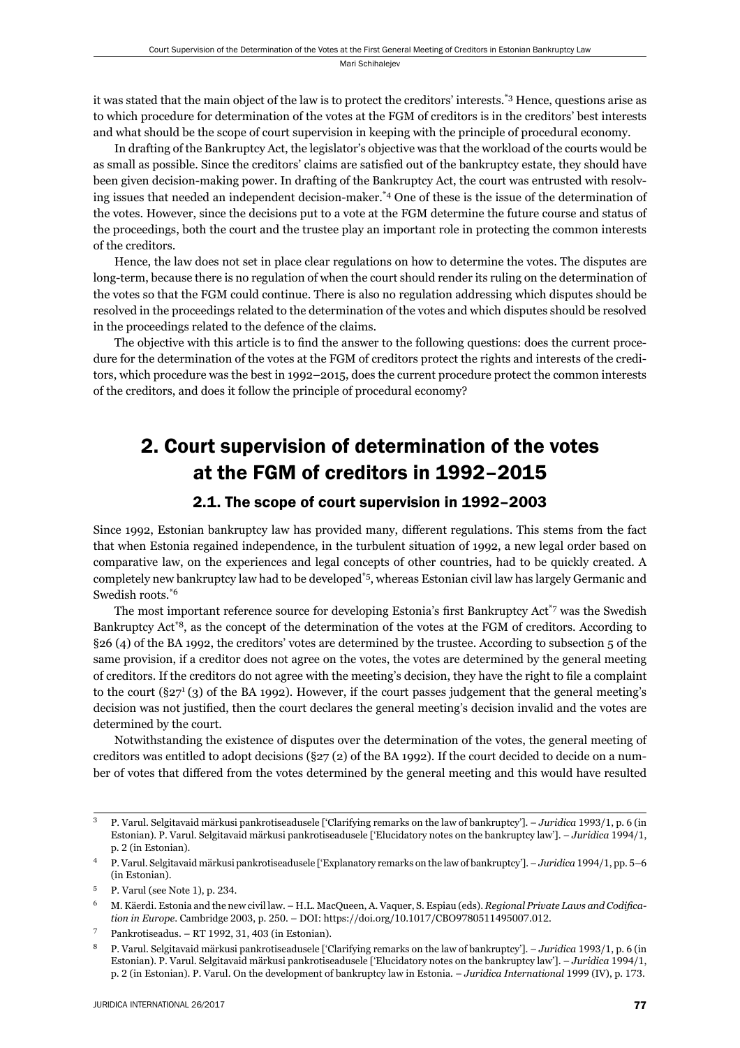it was stated that the main object of the law is to protect the creditors' interests.[3] Hence, questions arise as to which procedure for determination of the votes at the FGM of creditors is in the creditors' best interests and what should be the scope of court supervision in keeping with the principle of procedural economy.

In drafting of the Bankruptcy Act, the legislator's objective was that the workload of the courts would be as small as possible. Since the creditors' claims are satisfied out of the bankruptcy estate, they should have been given decision-making power. In drafting of the Bankruptcy Act, the court was entrusted with resolving issues that needed an independent decision-maker.[4] One of these is the issue of the determination of the votes. However, since the decisions put to a vote at the FGM determine the future course and status of the proceedings, both the court and the trustee play an important role in protecting the common interests of the creditors.

Hence, the law does not set in place clear regulations on how to determine the votes. The disputes are long-term, because there is no regulation of when the court should render its ruling on the determination of the votes so that the FGM could continue. There is also no regulation addressing which disputes should be resolved in the proceedings related to the determination of the votes and which disputes should be resolved in the proceedings related to the defence of the claims.

The objective with this article is to find the answer to the following questions: does the current procedure for the determination of the votes at the FGM of creditors protect the rights and interests of the creditors, which procedure was the best in 1992–2015, does the current procedure protect the common interests of the creditors, and does it follow the principle of procedural economy?

# 2. Court supervision of determination of the votes at the FGM of creditors in 1992–2015

## 2.1. The scope of court supervision in 1992–2003

Since 1992, Estonian bankruptcy law has provided many, different regulations. This stems from the fact that when Estonia regained independence, in the turbulent situation of 1992, a new legal order based on comparative law, on the experiences and legal concepts of other countries, had to be quickly created. A completely new bankruptcy law had to be developed[5], whereas Estonian civil law has largely Germanic and Swedish roots.[6]

The most important reference source for developing Estonia's first Bankruptcy Act[7] was the Swedish Bankruptcy Act[8], as the concept of the determination of the votes at the FGM of creditors. According to §26 (4) of the BA 1992, the creditors' votes are determined by the trustee. According to subsection 5 of the same provision, if a creditor does not agree on the votes, the votes are determined by the general meeting of creditors. If the creditors do not agree with the meeting's decision, they have the right to file a complaint to the court (§27[1] (3) of the BA 1992). However, if the court passes judgement that the general meeting's decision was not justified, then the court declares the general meeting's decision invalid and the votes are determined by the court.

Notwithstanding the existence of disputes over the determination of the votes, the general meeting of creditors was entitled to adopt decisions (§27 (2) of the BA 1992). If the court decided to decide on a number of votes that differed from the votes determined by the general meeting and this would have resulted

---

[3] P. Varul. Selgitavaid märkusi pankrotiseadusele ['Clarifying remarks on the law of bankruptcy']. – *Juridica* 1993/1, p. 6 (in Estonian). P. Varul. Selgitavaid märkusi pankrotiseadusele ['Elucidatory notes on the bankruptcy law']. – *Juridica* 1994/1, p. 2 (in Estonian).

[4] P. Varul. Selgitavaid märkusi pankrotiseadusele ['Explanatory remarks on the law of bankruptcy']. – *Juridica* 1994/1, pp. 5–6 (in Estonian).

[5] P. Varul (see Note 1), p. 234.

[6] M. Käerdi. Estonia and the new civil law. – H.L. MacQueen, A. Vaquer, S. Espiau (eds). *Regional Private Laws and Codification in Europe*. Cambridge 2003, p. 250. – DOI: https://doi.org/10.1017/CBO9780511495007.012.

[7] Pankrotiseadus. – RT 1992, 31, 403 (in Estonian).

[8] P. Varul. Selgitavaid märkusi pankrotiseadusele ['Clarifying remarks on the law of bankruptcy']. – *Juridica* 1993/1, p. 6 (in Estonian). P. Varul. Selgitavaid märkusi pankrotiseadusele ['Elucidatory notes on the bankruptcy law']. – *Juridica* 1994/1, p. 2 (in Estonian). P. Varul. On the development of bankruptcy law in Estonia. – *Juridica International* 1999 (IV), p. 173.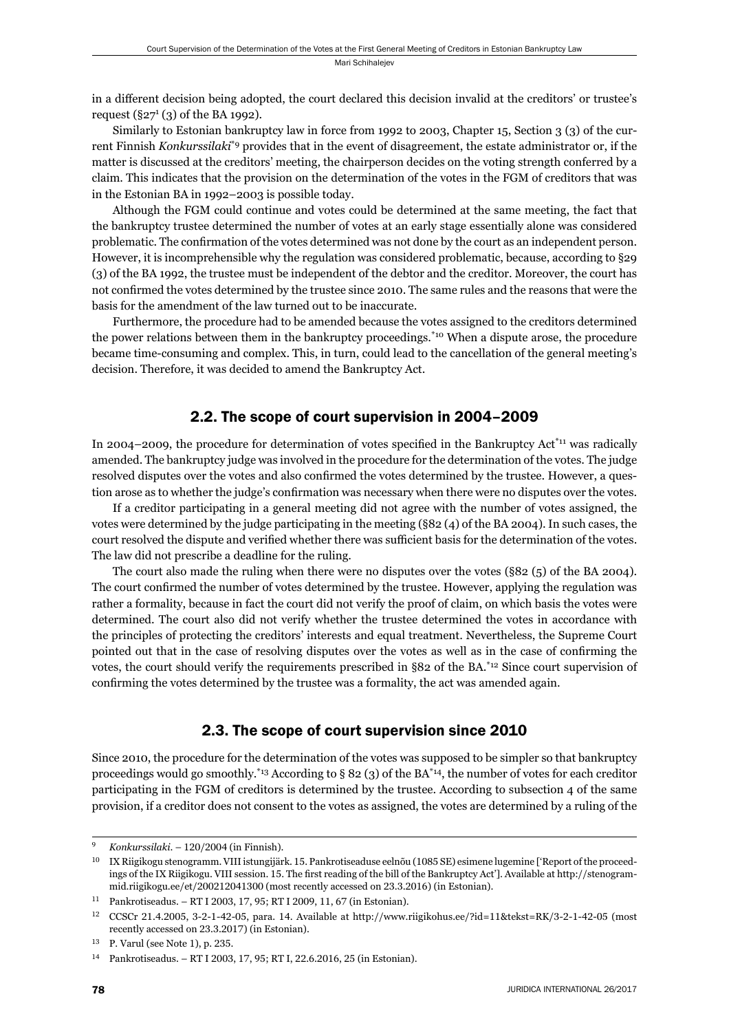in a different decision being adopted, the court declared this decision invalid at the creditors' or trustee's request (§27[1] (3) of the BA 1992).

Similarly to Estonian bankruptcy law in force from 1992 to 2003, Chapter 15, Section 3 (3) of the current Finnish *Konkurssilaki*[*9] provides that in the event of disagreement, the estate administrator or, if the matter is discussed at the creditors' meeting, the chairperson decides on the voting strength conferred by a claim. This indicates that the provision on the determination of the votes in the FGM of creditors that was in the Estonian BA in 1992–2003 is possible today.

Although the FGM could continue and votes could be determined at the same meeting, the fact that the bankruptcy trustee determined the number of votes at an early stage essentially alone was considered problematic. The confirmation of the votes determined was not done by the court as an independent person. However, it is incomprehensible why the regulation was considered problematic, because, according to §29 (3) of the BA 1992, the trustee must be independent of the debtor and the creditor. Moreover, the court has not confirmed the votes determined by the trustee since 2010. The same rules and the reasons that were the basis for the amendment of the law turned out to be inaccurate.

Furthermore, the procedure had to be amended because the votes assigned to the creditors determined the power relations between them in the bankruptcy proceedings.[*10] When a dispute arose, the procedure became time-consuming and complex. This, in turn, could lead to the cancellation of the general meeting's decision. Therefore, it was decided to amend the Bankruptcy Act.

## 2.2. The scope of court supervision in 2004–2009

In 2004–2009, the procedure for determination of votes specified in the Bankruptcy Act[*11] was radically amended. The bankruptcy judge was involved in the procedure for the determination of the votes. The judge resolved disputes over the votes and also confirmed the votes determined by the trustee. However, a question arose as to whether the judge's confirmation was necessary when there were no disputes over the votes.

If a creditor participating in a general meeting did not agree with the number of votes assigned, the votes were determined by the judge participating in the meeting (§82 (4) of the BA 2004). In such cases, the court resolved the dispute and verified whether there was sufficient basis for the determination of the votes. The law did not prescribe a deadline for the ruling.

The court also made the ruling when there were no disputes over the votes (§82 (5) of the BA 2004). The court confirmed the number of votes determined by the trustee. However, applying the regulation was rather a formality, because in fact the court did not verify the proof of claim, on which basis the votes were determined. The court also did not verify whether the trustee determined the votes in accordance with the principles of protecting the creditors' interests and equal treatment. Nevertheless, the Supreme Court pointed out that in the case of resolving disputes over the votes as well as in the case of confirming the votes, the court should verify the requirements prescribed in §82 of the BA.[*12] Since court supervision of confirming the votes determined by the trustee was a formality, the act was amended again.

## 2.3. The scope of court supervision since 2010

Since 2010, the procedure for the determination of the votes was supposed to be simpler so that bankruptcy proceedings would go smoothly.[*13] According to § 82 (3) of the BA[*14], the number of votes for each creditor participating in the FGM of creditors is determined by the trustee. According to subsection 4 of the same provision, if a creditor does not consent to the votes as assigned, the votes are determined by a ruling of the

---

[9] *Konkurssilaki*. – 120/2004 (in Finnish).

[10] IX Riigikogu stenogramm. VIII istungijärk. 15. Pankrotiseaduse eelnõu (1085 SE) esimene lugemine ['Report of the proceedings of the IX Riigikogu. VIII session. 15. The first reading of the bill of the Bankruptcy Act']. Available at http://stenogrammid.riigikogu.ee/et/200212041300 (most recently accessed on 23.3.2016) (in Estonian).

[11] Pankrotiseadus. – RT I 2003, 17, 95; RT I 2009, 11, 67 (in Estonian).

[12] CCSCr 21.4.2005, 3-2-1-42-05, para. 14. Available at http://www.riigikohus.ee/?id=11&tekst=RK/3-2-1-42-05 (most recently accessed on 23.3.2017) (in Estonian).

[13] P. Varul (see Note 1), p. 235.

[14] Pankrotiseadus. – RT I 2003, 17, 95; RT I, 22.6.2016, 25 (in Estonian).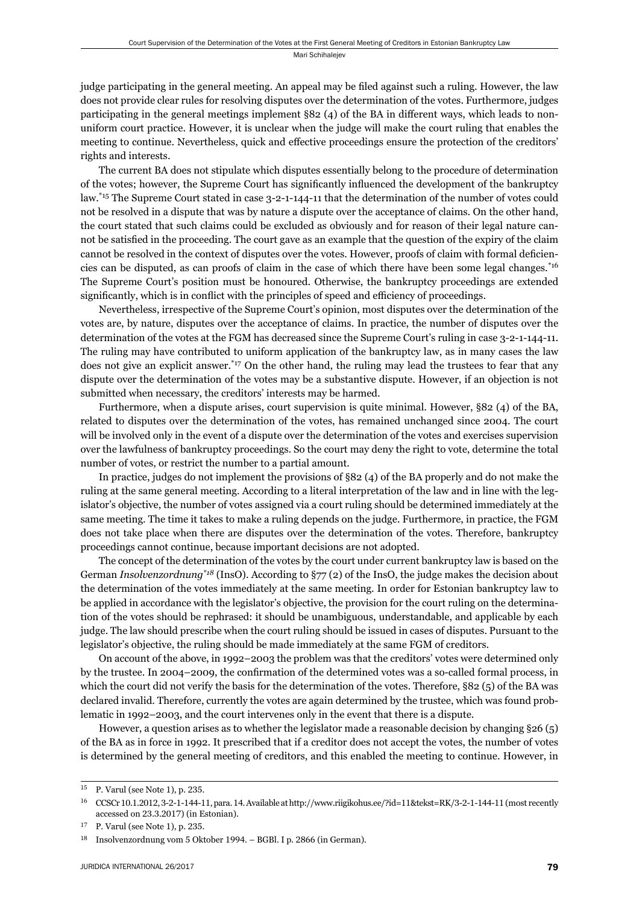judge participating in the general meeting. An appeal may be filed against such a ruling. However, the law does not provide clear rules for resolving disputes over the determination of the votes. Furthermore, judges participating in the general meetings implement §82 (4) of the BA in different ways, which leads to non-uniform court practice. However, it is unclear when the judge will make the court ruling that enables the meeting to continue. Nevertheless, quick and effective proceedings ensure the protection of the creditors' rights and interests.

The current BA does not stipulate which disputes essentially belong to the procedure of determination of the votes; however, the Supreme Court has significantly influenced the development of the bankruptcy law.[*15] The Supreme Court stated in case 3-2-1-144-11 that the determination of the number of votes could not be resolved in a dispute that was by nature a dispute over the acceptance of claims. On the other hand, the court stated that such claims could be excluded as obviously and for reason of their legal nature cannot be satisfied in the proceeding. The court gave as an example that the question of the expiry of the claim cannot be resolved in the context of disputes over the votes. However, proofs of claim with formal deficiencies can be disputed, as can proofs of claim in the case of which there have been some legal changes.[*16] The Supreme Court's position must be honoured. Otherwise, the bankruptcy proceedings are extended significantly, which is in conflict with the principles of speed and efficiency of proceedings.

Nevertheless, irrespective of the Supreme Court's opinion, most disputes over the determination of the votes are, by nature, disputes over the acceptance of claims. In practice, the number of disputes over the determination of the votes at the FGM has decreased since the Supreme Court's ruling in case 3-2-1-144-11. The ruling may have contributed to uniform application of the bankruptcy law, as in many cases the law does not give an explicit answer.[*17] On the other hand, the ruling may lead the trustees to fear that any dispute over the determination of the votes may be a substantive dispute. However, if an objection is not submitted when necessary, the creditors' interests may be harmed.

Furthermore, when a dispute arises, court supervision is quite minimal. However, §82 (4) of the BA, related to disputes over the determination of the votes, has remained unchanged since 2004. The court will be involved only in the event of a dispute over the determination of the votes and exercises supervision over the lawfulness of bankruptcy proceedings. So the court may deny the right to vote, determine the total number of votes, or restrict the number to a partial amount.

In practice, judges do not implement the provisions of §82 (4) of the BA properly and do not make the ruling at the same general meeting. According to a literal interpretation of the law and in line with the legislator's objective, the number of votes assigned via a court ruling should be determined immediately at the same meeting. The time it takes to make a ruling depends on the judge. Furthermore, in practice, the FGM does not take place when there are disputes over the determination of the votes. Therefore, bankruptcy proceedings cannot continue, because important decisions are not adopted.

The concept of the determination of the votes by the court under current bankruptcy law is based on the German *Insolvenzordnung*[*18] (InsO). According to §77 (2) of the InsO, the judge makes the decision about the determination of the votes immediately at the same meeting. In order for Estonian bankruptcy law to be applied in accordance with the legislator's objective, the provision for the court ruling on the determination of the votes should be rephrased: it should be unambiguous, understandable, and applicable by each judge. The law should prescribe when the court ruling should be issued in cases of disputes. Pursuant to the legislator's objective, the ruling should be made immediately at the same FGM of creditors.

On account of the above, in 1992–2003 the problem was that the creditors' votes were determined only by the trustee. In 2004–2009, the confirmation of the determined votes was a so-called formal process, in which the court did not verify the basis for the determination of the votes. Therefore, §82 (5) of the BA was declared invalid. Therefore, currently the votes are again determined by the trustee, which was found problematic in 1992–2003, and the court intervenes only in the event that there is a dispute.

However, a question arises as to whether the legislator made a reasonable decision by changing §26 (5) of the BA as in force in 1992. It prescribed that if a creditor does not accept the votes, the number of votes is determined by the general meeting of creditors, and this enabled the meeting to continue. However, in

---

[15] P. Varul (see Note 1), p. 235.

[16] CCSCr 10.1.2012, 3-2-1-144-11, para. 14. Available at http://www.riigikohus.ee/?id=11&tekst=RK/3-2-1-144-11 (most recently accessed on 23.3.2017) (in Estonian).

[17] P. Varul (see Note 1), p. 235.

[18] Insolvenzordnung vom 5 Oktober 1994. – BGBl. I p. 2866 (in German).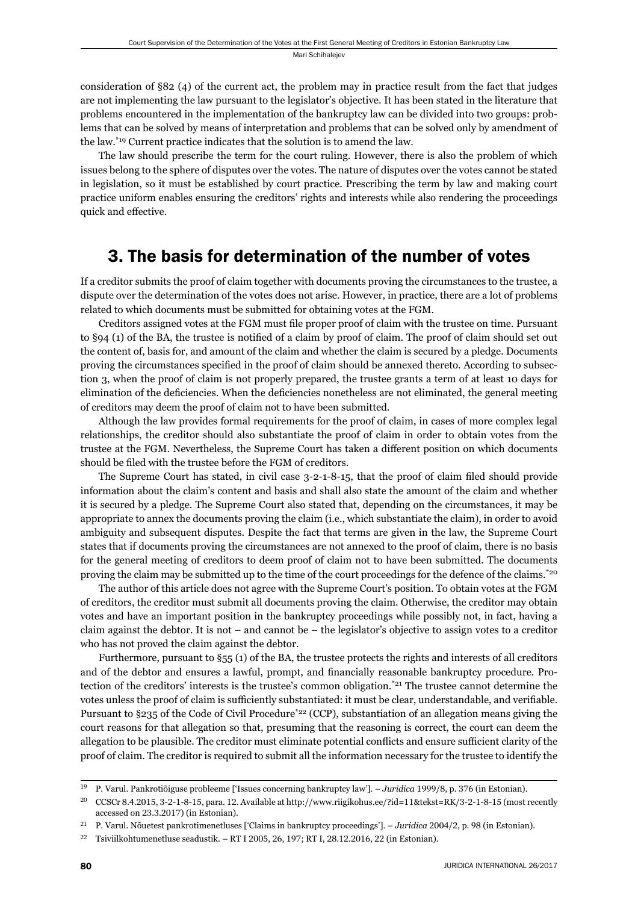consideration of §82 (4) of the current act, the problem may in practice result from the fact that judges are not implementing the law pursuant to the legislator's objective. It has been stated in the literature that problems encountered in the implementation of the bankruptcy law can be divided into two groups: problems that can be solved by means of interpretation and problems that can be solved only by amendment of the law.[*19] Current practice indicates that the solution is to amend the law.

The law should prescribe the term for the court ruling. However, there is also the problem of which issues belong to the sphere of disputes over the votes. The nature of disputes over the votes cannot be stated in legislation, so it must be established by court practice. Prescribing the term by law and making court practice uniform enables ensuring the creditors' rights and interests while also rendering the proceedings quick and effective.

## 3. The basis for determination of the number of votes

If a creditor submits the proof of claim together with documents proving the circumstances to the trustee, a dispute over the determination of the votes does not arise. However, in practice, there are a lot of problems related to which documents must be submitted for obtaining votes at the FGM.

Creditors assigned votes at the FGM must file proper proof of claim with the trustee on time. Pursuant to §94 (1) of the BA, the trustee is notified of a claim by proof of claim. The proof of claim should set out the content of, basis for, and amount of the claim and whether the claim is secured by a pledge. Documents proving the circumstances specified in the proof of claim should be annexed thereto. According to subsection 3, when the proof of claim is not properly prepared, the trustee grants a term of at least 10 days for elimination of the deficiencies. When the deficiencies nonetheless are not eliminated, the general meeting of creditors may deem the proof of claim not to have been submitted.

Although the law provides formal requirements for the proof of claim, in cases of more complex legal relationships, the creditor should also substantiate the proof of claim in order to obtain votes from the trustee at the FGM. Nevertheless, the Supreme Court has taken a different position on which documents should be filed with the trustee before the FGM of creditors.

The Supreme Court has stated, in civil case 3-2-1-8-15, that the proof of claim filed should provide information about the claim's content and basis and shall also state the amount of the claim and whether it is secured by a pledge. The Supreme Court also stated that, depending on the circumstances, it may be appropriate to annex the documents proving the claim (i.e., which substantiate the claim), in order to avoid ambiguity and subsequent disputes. Despite the fact that terms are given in the law, the Supreme Court states that if documents proving the circumstances are not annexed to the proof of claim, there is no basis for the general meeting of creditors to deem proof of claim not to have been submitted. The documents proving the claim may be submitted up to the time of the court proceedings for the defence of the claims.[*20]

The author of this article does not agree with the Supreme Court's position. To obtain votes at the FGM of creditors, the creditor must submit all documents proving the claim. Otherwise, the creditor may obtain votes and have an important position in the bankruptcy proceedings while possibly not, in fact, having a claim against the debtor. It is not – and cannot be – the legislator's objective to assign votes to a creditor who has not proved the claim against the debtor.

Furthermore, pursuant to §55 (1) of the BA, the trustee protects the rights and interests of all creditors and of the debtor and ensures a lawful, prompt, and financially reasonable bankruptcy procedure. Protection of the creditors' interests is the trustee's common obligation.[*21] The trustee cannot determine the votes unless the proof of claim is sufficiently substantiated: it must be clear, understandable, and verifiable. Pursuant to §235 of the Code of Civil Procedure[*22] (CCP), substantiation of an allegation means giving the court reasons for that allegation so that, presuming that the reasoning is correct, the court can deem the allegation to be plausible. The creditor must eliminate potential conflicts and ensure sufficient clarity of the proof of claim. The creditor is required to submit all the information necessary for the trustee to identify the

---

[19] P. Varul. Pankrotiõiguse probleeme ['Issues concerning bankruptcy law']. – *Juridica* 1999/8, p. 376 (in Estonian).

[20] CCSCr 8.4.2015, 3-2-1-8-15, para. 12. Available at http://www.riigikohus.ee/?id=11&tekst=RK/3-2-1-8-15 (most recently accessed on 23.3.2017) (in Estonian).

[21] P. Varul. Nõuetest pankrotimenetluses ['Claims in bankruptcy proceedings']. – *Juridica* 2004/2, p. 98 (in Estonian).

[22] Tsiviilkohtumenetluse seadustik. – RT I 2005, 26, 197; RT I, 28.12.2016, 22 (in Estonian).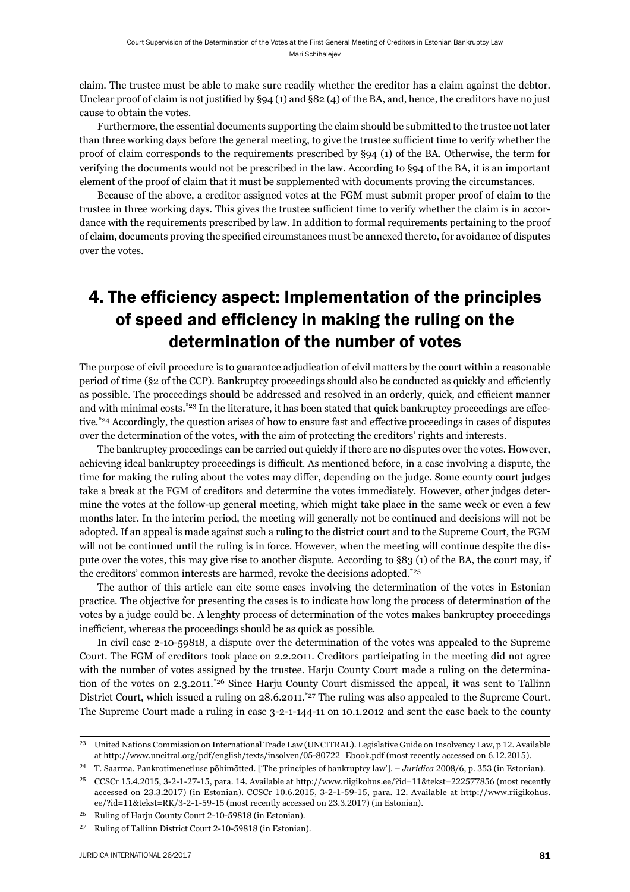claim. The trustee must be able to make sure readily whether the creditor has a claim against the debtor. Unclear proof of claim is not justified by §94 (1) and §82 (4) of the BA, and, hence, the creditors have no just cause to obtain the votes.

Furthermore, the essential documents supporting the claim should be submitted to the trustee not later than three working days before the general meeting, to give the trustee sufficient time to verify whether the proof of claim corresponds to the requirements prescribed by §94 (1) of the BA. Otherwise, the term for verifying the documents would not be prescribed in the law. According to §94 of the BA, it is an important element of the proof of claim that it must be supplemented with documents proving the circumstances.

Because of the above, a creditor assigned votes at the FGM must submit proper proof of claim to the trustee in three working days. This gives the trustee sufficient time to verify whether the claim is in accordance with the requirements prescribed by law. In addition to formal requirements pertaining to the proof of claim, documents proving the specified circumstances must be annexed thereto, for avoidance of disputes over the votes.

## 4. The efficiency aspect: Implementation of the principles of speed and efficiency in making the ruling on the determination of the number of votes

The purpose of civil procedure is to guarantee adjudication of civil matters by the court within a reasonable period of time (§2 of the CCP). Bankruptcy proceedings should also be conducted as quickly and efficiently as possible. The proceedings should be addressed and resolved in an orderly, quick, and efficient manner and with minimal costs.*[23] In the literature, it has been stated that quick bankruptcy proceedings are effective.*[24] Accordingly, the question arises of how to ensure fast and effective proceedings in cases of disputes over the determination of the votes, with the aim of protecting the creditors' rights and interests.

The bankruptcy proceedings can be carried out quickly if there are no disputes over the votes. However, achieving ideal bankruptcy proceedings is difficult. As mentioned before, in a case involving a dispute, the time for making the ruling about the votes may differ, depending on the judge. Some county court judges take a break at the FGM of creditors and determine the votes immediately. However, other judges determine the votes at the follow-up general meeting, which might take place in the same week or even a few months later. In the interim period, the meeting will generally not be continued and decisions will not be adopted. If an appeal is made against such a ruling to the district court and to the Supreme Court, the FGM will not be continued until the ruling is in force. However, when the meeting will continue despite the dispute over the votes, this may give rise to another dispute. According to §83 (1) of the BA, the court may, if the creditors' common interests are harmed, revoke the decisions adopted.*[25]

The author of this article can cite some cases involving the determination of the votes in Estonian practice. The objective for presenting the cases is to indicate how long the process of determination of the votes by a judge could be. A lenghty process of determination of the votes makes bankruptcy proceedings inefficient, whereas the proceedings should be as quick as possible.

In civil case 2-10-59818, a dispute over the determination of the votes was appealed to the Supreme Court. The FGM of creditors took place on 2.2.2011. Creditors participating in the meeting did not agree with the number of votes assigned by the trustee. Harju County Court made a ruling on the determination of the votes on 2.3.2011.*[26] Since Harju County Court dismissed the appeal, it was sent to Tallinn District Court, which issued a ruling on 28.6.2011.*[27] The ruling was also appealed to the Supreme Court. The Supreme Court made a ruling in case 3-2-1-144-11 on 10.1.2012 and sent the case back to the county

---

[23] United Nations Commission on International Trade Law (UNCITRAL). Legislative Guide on Insolvency Law, p 12. Available at http://www.uncitral.org/pdf/english/texts/insolven/05-80722_Ebook.pdf (most recently accessed on 6.12.2015).

[24] T. Saarma. Pankrotimenetluse põhimõtted. ['The principles of bankruptcy law']. – *Juridica* 2008/6, p. 353 (in Estonian).

[25] CCSCr 15.4.2015, 3-2-1-27-15, para. 14. Available at http://www.riigikohus.ee/?id=11&tekst=222577856 (most recently accessed on 23.3.2017) (in Estonian). CCSCr 10.6.2015, 3-2-1-59-15, para. 12. Available at http://www.riigikohus.ee/?id=11&tekst=RK/3-2-1-59-15 (most recently accessed on 23.3.2017) (in Estonian).

[26] Ruling of Harju County Court 2-10-59818 (in Estonian).

[27] Ruling of Tallinn District Court 2-10-59818 (in Estonian).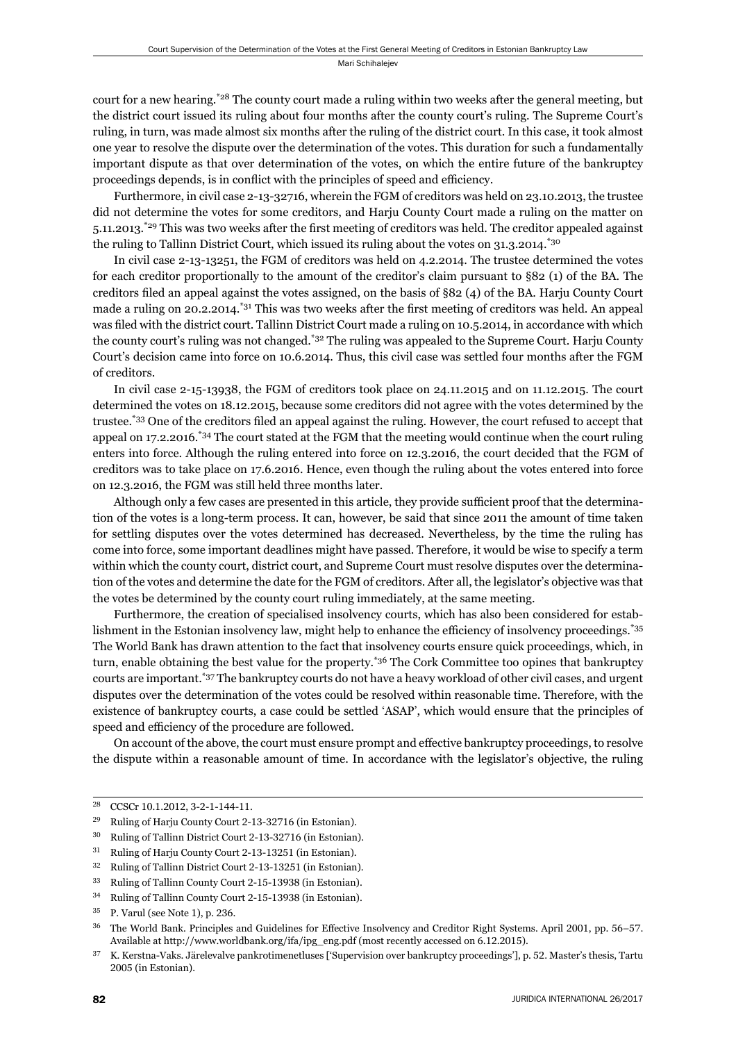court for a new hearing.[*28] The county court made a ruling within two weeks after the general meeting, but the district court issued its ruling about four months after the county court's ruling. The Supreme Court's ruling, in turn, was made almost six months after the ruling of the district court. In this case, it took almost one year to resolve the dispute over the determination of the votes. This duration for such a fundamentally important dispute as that over determination of the votes, on which the entire future of the bankruptcy proceedings depends, is in conflict with the principles of speed and efficiency.

Furthermore, in civil case 2-13-32716, wherein the FGM of creditors was held on 23.10.2013, the trustee did not determine the votes for some creditors, and Harju County Court made a ruling on the matter on 5.11.2013.[*29] This was two weeks after the first meeting of creditors was held. The creditor appealed against the ruling to Tallinn District Court, which issued its ruling about the votes on 31.3.2014.[*30]

In civil case 2-13-13251, the FGM of creditors was held on 4.2.2014. The trustee determined the votes for each creditor proportionally to the amount of the creditor's claim pursuant to §82 (1) of the BA. The creditors filed an appeal against the votes assigned, on the basis of §82 (4) of the BA. Harju County Court made a ruling on 20.2.2014.[*31] This was two weeks after the first meeting of creditors was held. An appeal was filed with the district court. Tallinn District Court made a ruling on 10.5.2014, in accordance with which the county court's ruling was not changed.[*32] The ruling was appealed to the Supreme Court. Harju County Court's decision came into force on 10.6.2014. Thus, this civil case was settled four months after the FGM of creditors.

In civil case 2-15-13938, the FGM of creditors took place on 24.11.2015 and on 11.12.2015. The court determined the votes on 18.12.2015, because some creditors did not agree with the votes determined by the trustee.[*33] One of the creditors filed an appeal against the ruling. However, the court refused to accept that appeal on 17.2.2016.[*34] The court stated at the FGM that the meeting would continue when the court ruling enters into force. Although the ruling entered into force on 12.3.2016, the court decided that the FGM of creditors was to take place on 17.6.2016. Hence, even though the ruling about the votes entered into force on 12.3.2016, the FGM was still held three months later.

Although only a few cases are presented in this article, they provide sufficient proof that the determination of the votes is a long-term process. It can, however, be said that since 2011 the amount of time taken for settling disputes over the votes determined has decreased. Nevertheless, by the time the ruling has come into force, some important deadlines might have passed. Therefore, it would be wise to specify a term within which the county court, district court, and Supreme Court must resolve disputes over the determination of the votes and determine the date for the FGM of creditors. After all, the legislator's objective was that the votes be determined by the county court ruling immediately, at the same meeting.

Furthermore, the creation of specialised insolvency courts, which has also been considered for establishment in the Estonian insolvency law, might help to enhance the efficiency of insolvency proceedings.[*35] The World Bank has drawn attention to the fact that insolvency courts ensure quick proceedings, which, in turn, enable obtaining the best value for the property.[*36] The Cork Committee too opines that bankruptcy courts are important.[*37] The bankruptcy courts do not have a heavy workload of other civil cases, and urgent disputes over the determination of the votes could be resolved within reasonable time. Therefore, with the existence of bankruptcy courts, a case could be settled 'ASAP', which would ensure that the principles of speed and efficiency of the procedure are followed.

On account of the above, the court must ensure prompt and effective bankruptcy proceedings, to resolve the dispute within a reasonable amount of time. In accordance with the legislator's objective, the ruling

---

[28] CCSCr 10.1.2012, 3-2-1-144-11.

[29] Ruling of Harju County Court 2-13-32716 (in Estonian).

[30] Ruling of Tallinn District Court 2-13-32716 (in Estonian).

[31] Ruling of Harju County Court 2-13-13251 (in Estonian).

[32] Ruling of Tallinn District Court 2-13-13251 (in Estonian).

[33] Ruling of Tallinn County Court 2-15-13938 (in Estonian).

[34] Ruling of Tallinn County Court 2-15-13938 (in Estonian).

[35] P. Varul (see Note 1), p. 236.

[36] The World Bank. Principles and Guidelines for Effective Insolvency and Creditor Right Systems. April 2001, pp. 56–57. Available at http://www.worldbank.org/ifa/ipg_eng.pdf (most recently accessed on 6.12.2015).

[37] K. Kerstna-Vaks. Järelevalve pankrotimenetluses ['Supervision over bankruptcy proceedings'], p. 52. Master's thesis, Tartu 2005 (in Estonian).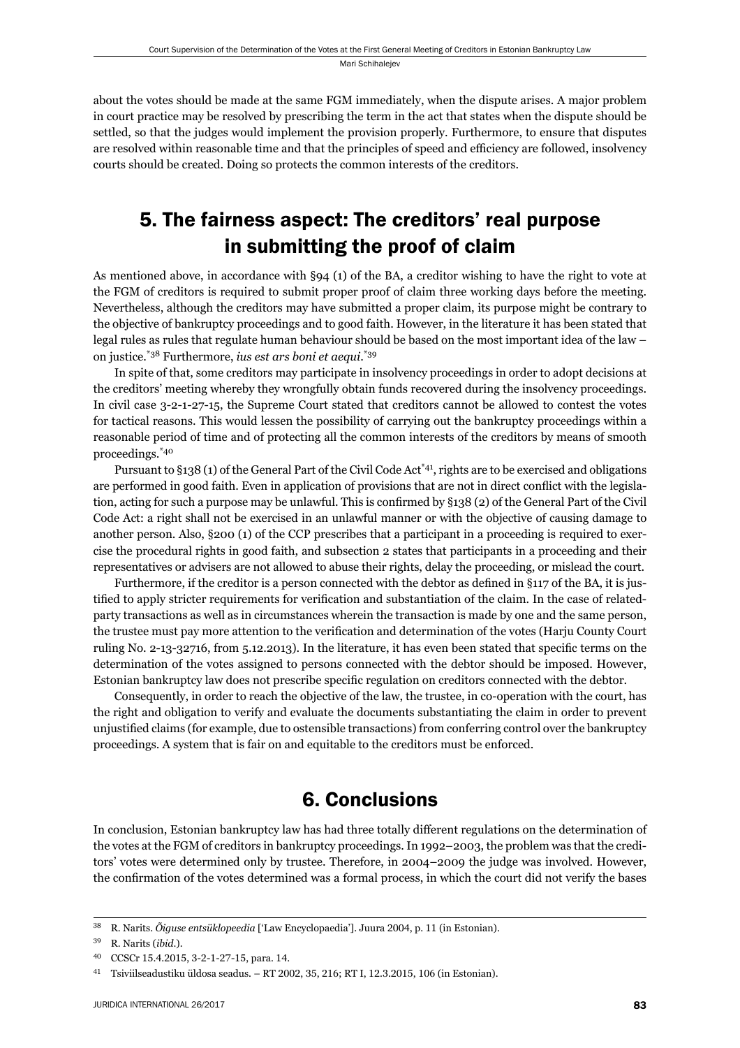about the votes should be made at the same FGM immediately, when the dispute arises. A major problem in court practice may be resolved by prescribing the term in the act that states when the dispute should be settled, so that the judges would implement the provision properly. Furthermore, to ensure that disputes are resolved within reasonable time and that the principles of speed and efficiency are followed, insolvency courts should be created. Doing so protects the common interests of the creditors.

## 5. The fairness aspect: The creditors' real purpose in submitting the proof of claim

As mentioned above, in accordance with §94 (1) of the BA, a creditor wishing to have the right to vote at the FGM of creditors is required to submit proper proof of claim three working days before the meeting. Nevertheless, although the creditors may have submitted a proper claim, its purpose might be contrary to the objective of bankruptcy proceedings and to good faith. However, in the literature it has been stated that legal rules as rules that regulate human behaviour should be based on the most important idea of the law – on justice.[38] Furthermore, *ius est ars boni et aequi*.[39]

In spite of that, some creditors may participate in insolvency proceedings in order to adopt decisions at the creditors' meeting whereby they wrongfully obtain funds recovered during the insolvency proceedings. In civil case 3-2-1-27-15, the Supreme Court stated that creditors cannot be allowed to contest the votes for tactical reasons. This would lessen the possibility of carrying out the bankruptcy proceedings within a reasonable period of time and of protecting all the common interests of the creditors by means of smooth proceedings.[40]

Pursuant to §138 (1) of the General Part of the Civil Code Act[41], rights are to be exercised and obligations are performed in good faith. Even in application of provisions that are not in direct conflict with the legislation, acting for such a purpose may be unlawful. This is confirmed by §138 (2) of the General Part of the Civil Code Act: a right shall not be exercised in an unlawful manner or with the objective of causing damage to another person. Also, §200 (1) of the CCP prescribes that a participant in a proceeding is required to exercise the procedural rights in good faith, and subsection 2 states that participants in a proceeding and their representatives or advisers are not allowed to abuse their rights, delay the proceeding, or mislead the court.

Furthermore, if the creditor is a person connected with the debtor as defined in §117 of the BA, it is justified to apply stricter requirements for verification and substantiation of the claim. In the case of related-party transactions as well as in circumstances wherein the transaction is made by one and the same person, the trustee must pay more attention to the verification and determination of the votes (Harju County Court ruling No. 2-13-32716, from 5.12.2013). In the literature, it has even been stated that specific terms on the determination of the votes assigned to persons connected with the debtor should be imposed. However, Estonian bankruptcy law does not prescribe specific regulation on creditors connected with the debtor.

Consequently, in order to reach the objective of the law, the trustee, in co-operation with the court, has the right and obligation to verify and evaluate the documents substantiating the claim in order to prevent unjustified claims (for example, due to ostensible transactions) from conferring control over the bankruptcy proceedings. A system that is fair on and equitable to the creditors must be enforced.

## 6. Conclusions

In conclusion, Estonian bankruptcy law has had three totally different regulations on the determination of the votes at the FGM of creditors in bankruptcy proceedings. In 1992–2003, the problem was that the creditors' votes were determined only by trustee. Therefore, in 2004–2009 the judge was involved. However, the confirmation of the votes determined was a formal process, in which the court did not verify the bases

---

[38] R. Narits. *Õiguse entsüklopeedia* ['Law Encyclopaedia']. Juura 2004, p. 11 (in Estonian).

[39] R. Narits (*ibid.*).

[40] CCSCr 15.4.2015, 3-2-1-27-15, para. 14.

[41] Tsiviilseadustiku üldosa seadus. – RT 2002, 35, 216; RT I, 12.3.2015, 106 (in Estonian).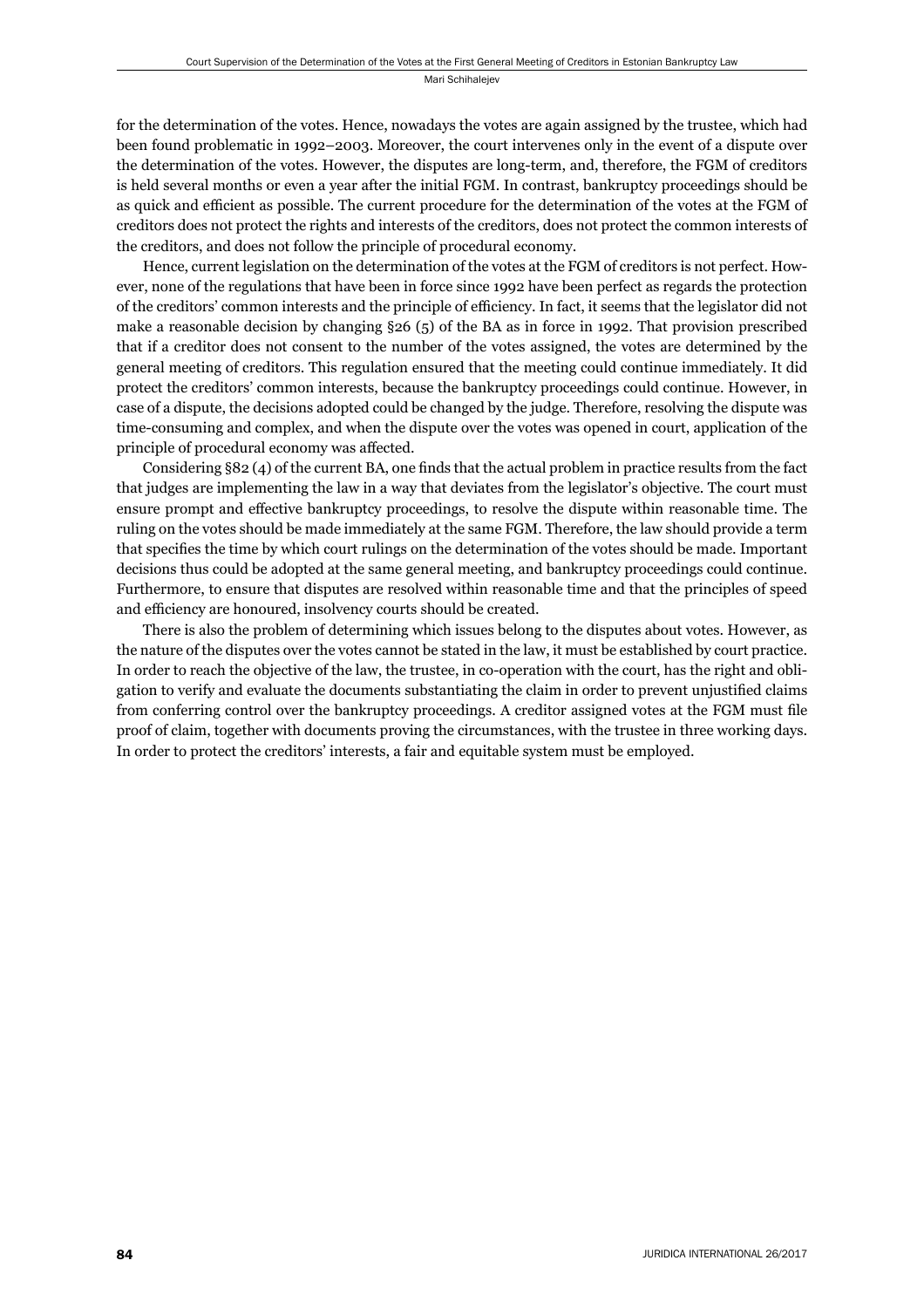for the determination of the votes. Hence, nowadays the votes are again assigned by the trustee, which had been found problematic in 1992–2003. Moreover, the court intervenes only in the event of a dispute over the determination of the votes. However, the disputes are long-term, and, therefore, the FGM of creditors is held several months or even a year after the initial FGM. In contrast, bankruptcy proceedings should be as quick and efficient as possible. The current procedure for the determination of the votes at the FGM of creditors does not protect the rights and interests of the creditors, does not protect the common interests of the creditors, and does not follow the principle of procedural economy.

Hence, current legislation on the determination of the votes at the FGM of creditors is not perfect. However, none of the regulations that have been in force since 1992 have been perfect as regards the protection of the creditors' common interests and the principle of efficiency. In fact, it seems that the legislator did not make a reasonable decision by changing §26 (5) of the BA as in force in 1992. That provision prescribed that if a creditor does not consent to the number of the votes assigned, the votes are determined by the general meeting of creditors. This regulation ensured that the meeting could continue immediately. It did protect the creditors' common interests, because the bankruptcy proceedings could continue. However, in case of a dispute, the decisions adopted could be changed by the judge. Therefore, resolving the dispute was time-consuming and complex, and when the dispute over the votes was opened in court, application of the principle of procedural economy was affected.

Considering §82 (4) of the current BA, one finds that the actual problem in practice results from the fact that judges are implementing the law in a way that deviates from the legislator's objective. The court must ensure prompt and effective bankruptcy proceedings, to resolve the dispute within reasonable time. The ruling on the votes should be made immediately at the same FGM. Therefore, the law should provide a term that specifies the time by which court rulings on the determination of the votes should be made. Important decisions thus could be adopted at the same general meeting, and bankruptcy proceedings could continue. Furthermore, to ensure that disputes are resolved within reasonable time and that the principles of speed and efficiency are honoured, insolvency courts should be created.

There is also the problem of determining which issues belong to the disputes about votes. However, as the nature of the disputes over the votes cannot be stated in the law, it must be established by court practice. In order to reach the objective of the law, the trustee, in co-operation with the court, has the right and obligation to verify and evaluate the documents substantiating the claim in order to prevent unjustified claims from conferring control over the bankruptcy proceedings. A creditor assigned votes at the FGM must file proof of claim, together with documents proving the circumstances, with the trustee in three working days. In order to protect the creditors' interests, a fair and equitable system must be employed.